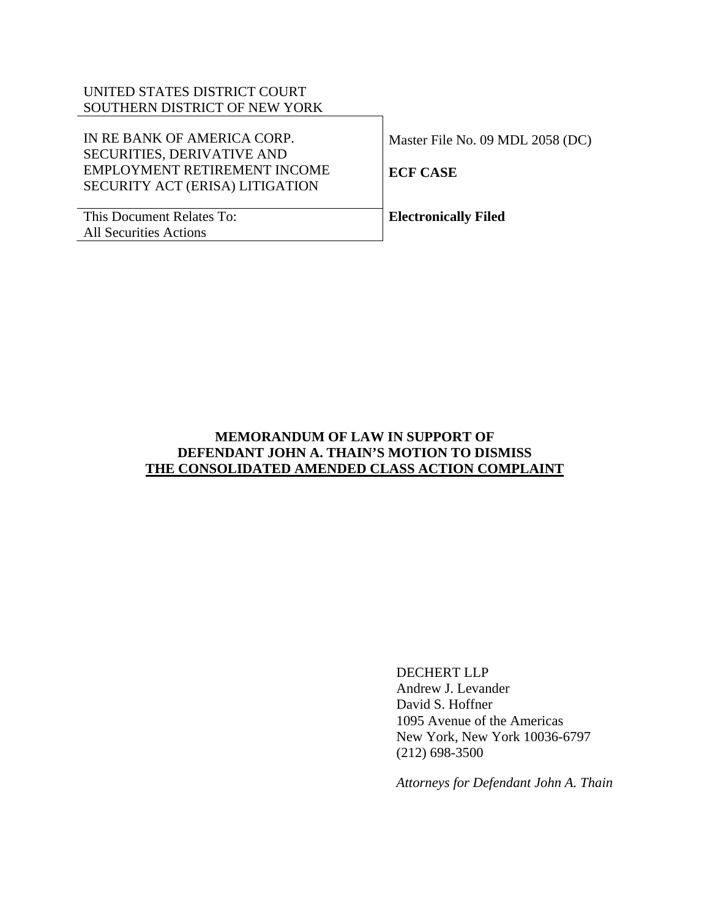UNITED STATES DISTRICT COURT
SOUTHERN DISTRICT OF NEW YORK

| | |
|---|---|
| IN RE BANK OF AMERICA CORP. SECURITIES, DERIVATIVE AND EMPLOYMENT RETIREMENT INCOME SECURITY ACT (ERISA) LITIGATION | Master File No. 09 MDL 2058 (DC)<br><br>**ECF CASE** |
| This Document Relates To:<br>All Securities Actions | **Electronically Filed** |

**MEMORANDUM OF LAW IN SUPPORT OF DEFENDANT JOHN A. THAIN'S MOTION TO DISMISS <u>THE CONSOLIDATED AMENDED CLASS ACTION COMPLAINT</u>**

DECHERT LLP
Andrew J. Levander
David S. Hoffner
1095 Avenue of the Americas
New York, New York 10036-6797
(212) 698-3500

*Attorneys for Defendant John A. Thain*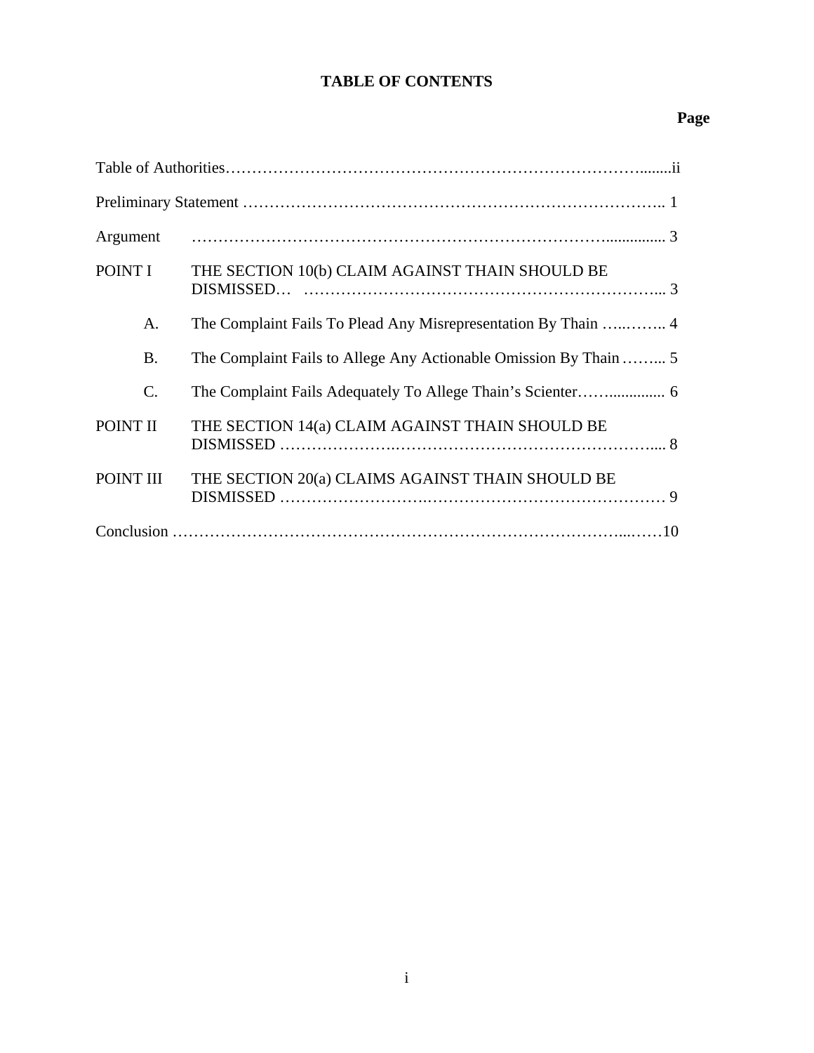# TABLE OF CONTENTS

| | | Page |
|---|---|---|
| Table of Authorities | | ii |
| Preliminary Statement | | 1 |
| Argument | | 3 |
| POINT I | THE SECTION 10(b) CLAIM AGAINST THAIN SHOULD BE DISMISSED | 3 |
| A. | The Complaint Fails To Plead Any Misrepresentation By Thain | 4 |
| B. | The Complaint Fails to Allege Any Actionable Omission By Thain | 5 |
| C. | The Complaint Fails Adequately To Allege Thain's Scienter | 6 |
| POINT II | THE SECTION 14(a) CLAIM AGAINST THAIN SHOULD BE DISMISSED | 8 |
| POINT III | THE SECTION 20(a) CLAIMS AGAINST THAIN SHOULD BE DISMISSED | 9 |
| Conclusion | | 10 |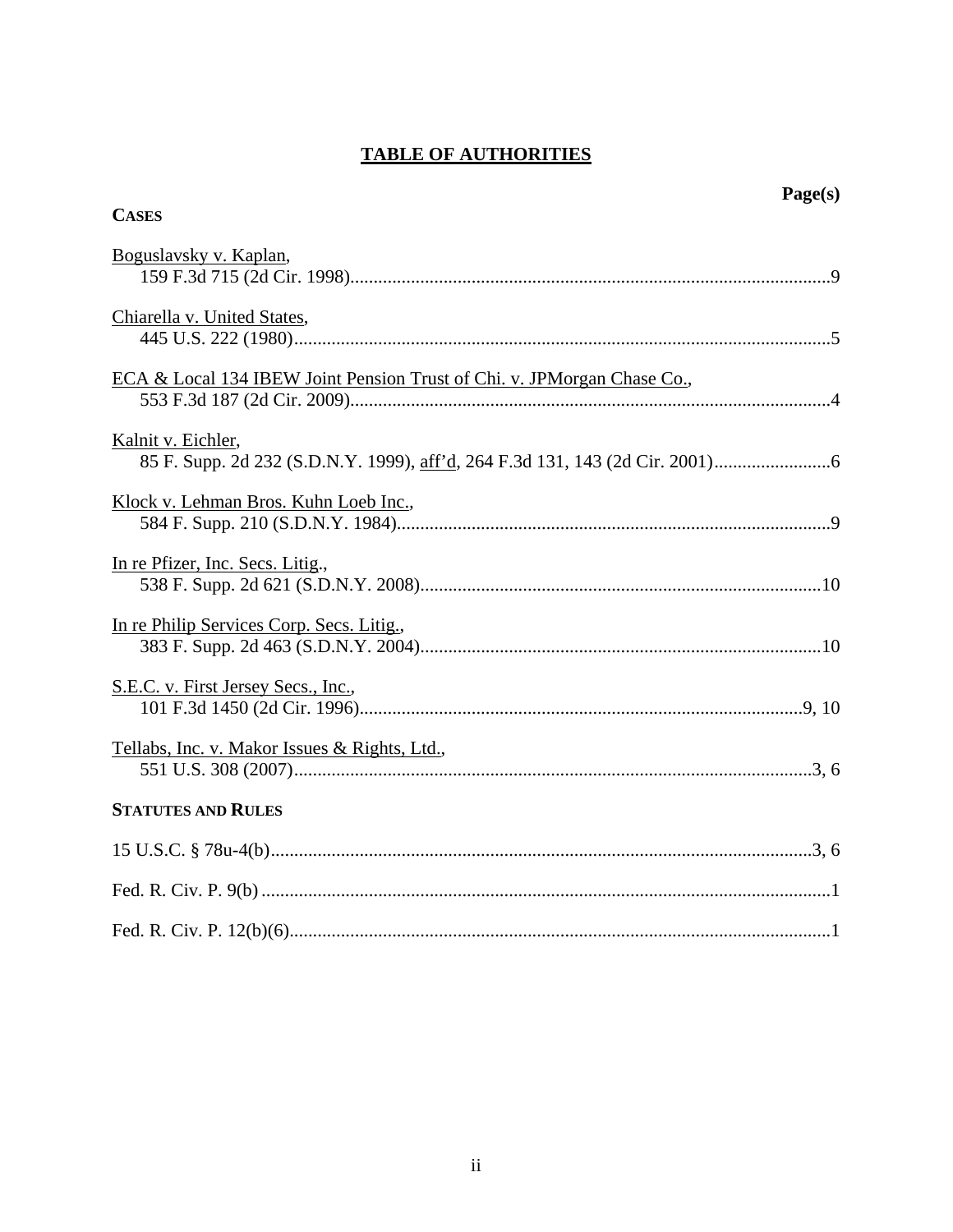# TABLE OF AUTHORITIES

**Page(s)**

**CASES**

Boguslavsky v. Kaplan,
159 F.3d 715 (2d Cir. 1998)....................................................9

Chiarella v. United States,
445 U.S. 222 (1980)....................................................5

ECA & Local 134 IBEW Joint Pension Trust of Chi. v. JPMorgan Chase Co.,
553 F.3d 187 (2d Cir. 2009)....................................................4

Kalnit v. Eichler,
85 F. Supp. 2d 232 (S.D.N.Y. 1999), aff'd, 264 F.3d 131, 143 (2d Cir. 2001)....................6

Klock v. Lehman Bros. Kuhn Loeb Inc.,
584 F. Supp. 210 (S.D.N.Y. 1984)....................................................9

In re Pfizer, Inc. Secs. Litig.,
538 F. Supp. 2d 621 (S.D.N.Y. 2008)....................................................10

In re Philip Services Corp. Secs. Litig.,
383 F. Supp. 2d 463 (S.D.N.Y. 2004)....................................................10

S.E.C. v. First Jersey Secs., Inc.,
101 F.3d 1450 (2d Cir. 1996)....................................................9, 10

Tellabs, Inc. v. Makor Issues & Rights, Ltd.,
551 U.S. 308 (2007)....................................................3, 6

**STATUTES AND RULES**

15 U.S.C. § 78u-4(b)....................................................3, 6

Fed. R. Civ. P. 9(b)....................................................1

Fed. R. Civ. P. 12(b)(6)....................................................1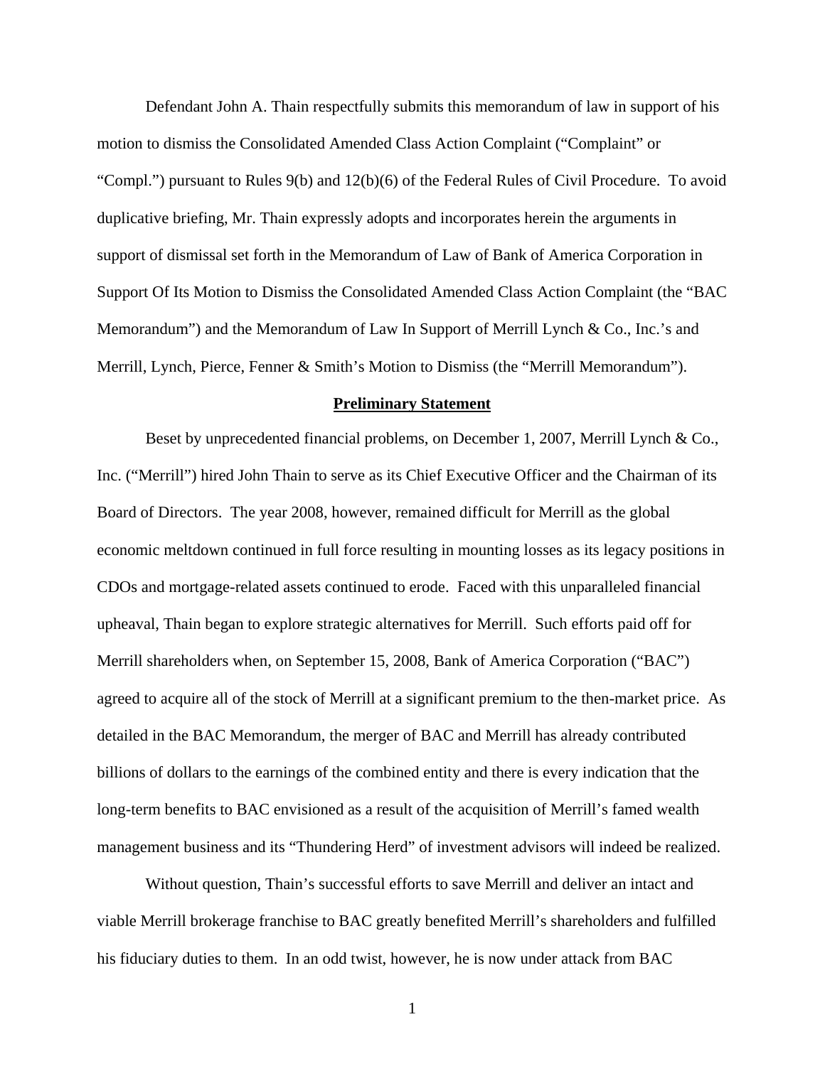Defendant John A. Thain respectfully submits this memorandum of law in support of his motion to dismiss the Consolidated Amended Class Action Complaint ("Complaint" or "Compl.") pursuant to Rules 9(b) and 12(b)(6) of the Federal Rules of Civil Procedure. To avoid duplicative briefing, Mr. Thain expressly adopts and incorporates herein the arguments in support of dismissal set forth in the Memorandum of Law of Bank of America Corporation in Support Of Its Motion to Dismiss the Consolidated Amended Class Action Complaint (the "BAC Memorandum") and the Memorandum of Law In Support of Merrill Lynch & Co., Inc.'s and Merrill, Lynch, Pierce, Fenner & Smith's Motion to Dismiss (the "Merrill Memorandum").

## Preliminary Statement

Beset by unprecedented financial problems, on December 1, 2007, Merrill Lynch & Co., Inc. ("Merrill") hired John Thain to serve as its Chief Executive Officer and the Chairman of its Board of Directors. The year 2008, however, remained difficult for Merrill as the global economic meltdown continued in full force resulting in mounting losses as its legacy positions in CDOs and mortgage-related assets continued to erode. Faced with this unparalleled financial upheaval, Thain began to explore strategic alternatives for Merrill. Such efforts paid off for Merrill shareholders when, on September 15, 2008, Bank of America Corporation ("BAC") agreed to acquire all of the stock of Merrill at a significant premium to the then-market price. As detailed in the BAC Memorandum, the merger of BAC and Merrill has already contributed billions of dollars to the earnings of the combined entity and there is every indication that the long-term benefits to BAC envisioned as a result of the acquisition of Merrill's famed wealth management business and its "Thundering Herd" of investment advisors will indeed be realized.

Without question, Thain's successful efforts to save Merrill and deliver an intact and viable Merrill brokerage franchise to BAC greatly benefited Merrill's shareholders and fulfilled his fiduciary duties to them. In an odd twist, however, he is now under attack from BAC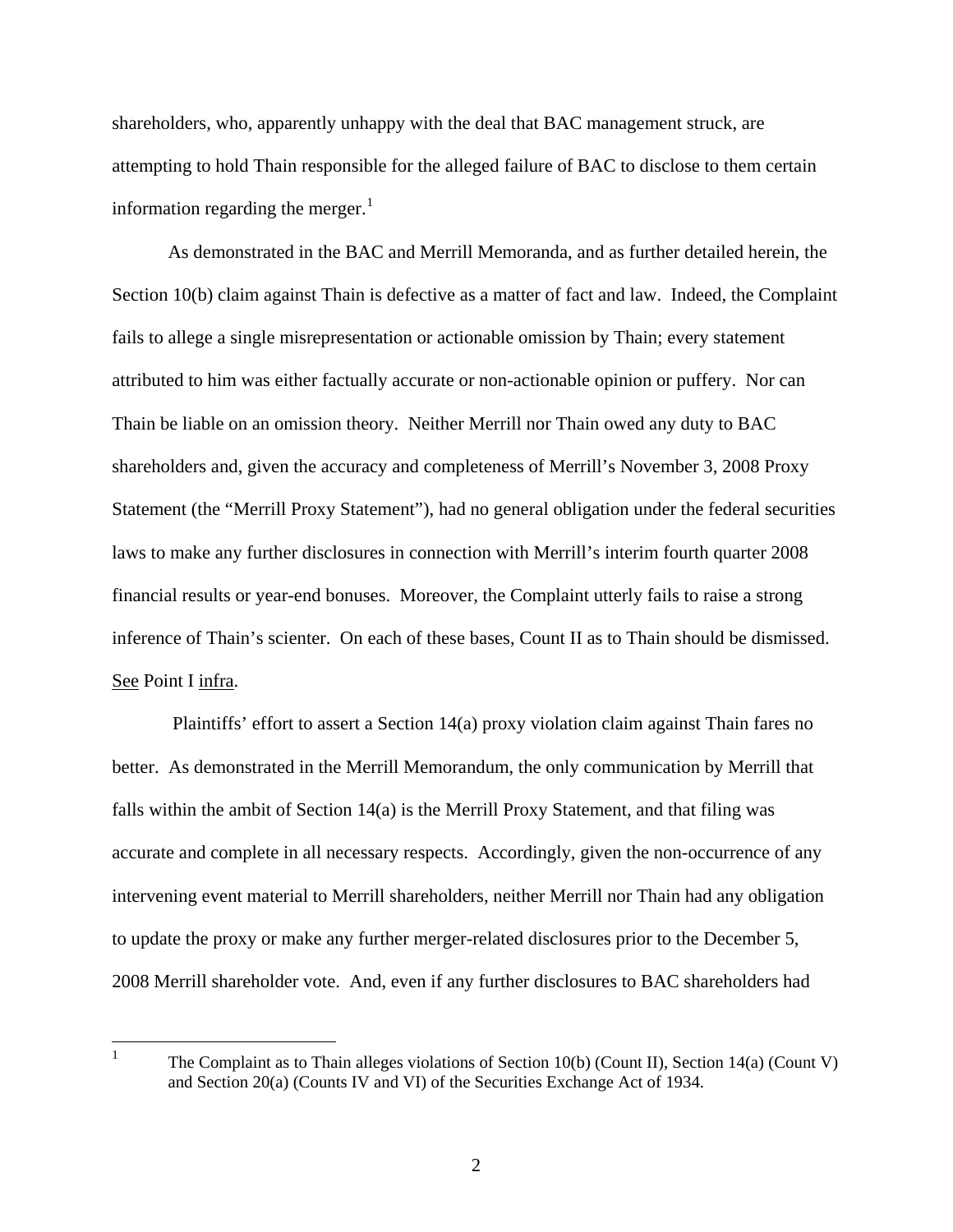shareholders, who, apparently unhappy with the deal that BAC management struck, are attempting to hold Thain responsible for the alleged failure of BAC to disclose to them certain information regarding the merger.[1]

As demonstrated in the BAC and Merrill Memoranda, and as further detailed herein, the Section 10(b) claim against Thain is defective as a matter of fact and law. Indeed, the Complaint fails to allege a single misrepresentation or actionable omission by Thain; every statement attributed to him was either factually accurate or non-actionable opinion or puffery. Nor can Thain be liable on an omission theory. Neither Merrill nor Thain owed any duty to BAC shareholders and, given the accuracy and completeness of Merrill's November 3, 2008 Proxy Statement (the "Merrill Proxy Statement"), had no general obligation under the federal securities laws to make any further disclosures in connection with Merrill's interim fourth quarter 2008 financial results or year-end bonuses. Moreover, the Complaint utterly fails to raise a strong inference of Thain's scienter. On each of these bases, Count II as to Thain should be dismissed. See Point I infra.

Plaintiffs' effort to assert a Section 14(a) proxy violation claim against Thain fares no better. As demonstrated in the Merrill Memorandum, the only communication by Merrill that falls within the ambit of Section 14(a) is the Merrill Proxy Statement, and that filing was accurate and complete in all necessary respects. Accordingly, given the non-occurrence of any intervening event material to Merrill shareholders, neither Merrill nor Thain had any obligation to update the proxy or make any further merger-related disclosures prior to the December 5, 2008 Merrill shareholder vote. And, even if any further disclosures to BAC shareholders had

---

[1] The Complaint as to Thain alleges violations of Section 10(b) (Count II), Section 14(a) (Count V) and Section 20(a) (Counts IV and VI) of the Securities Exchange Act of 1934.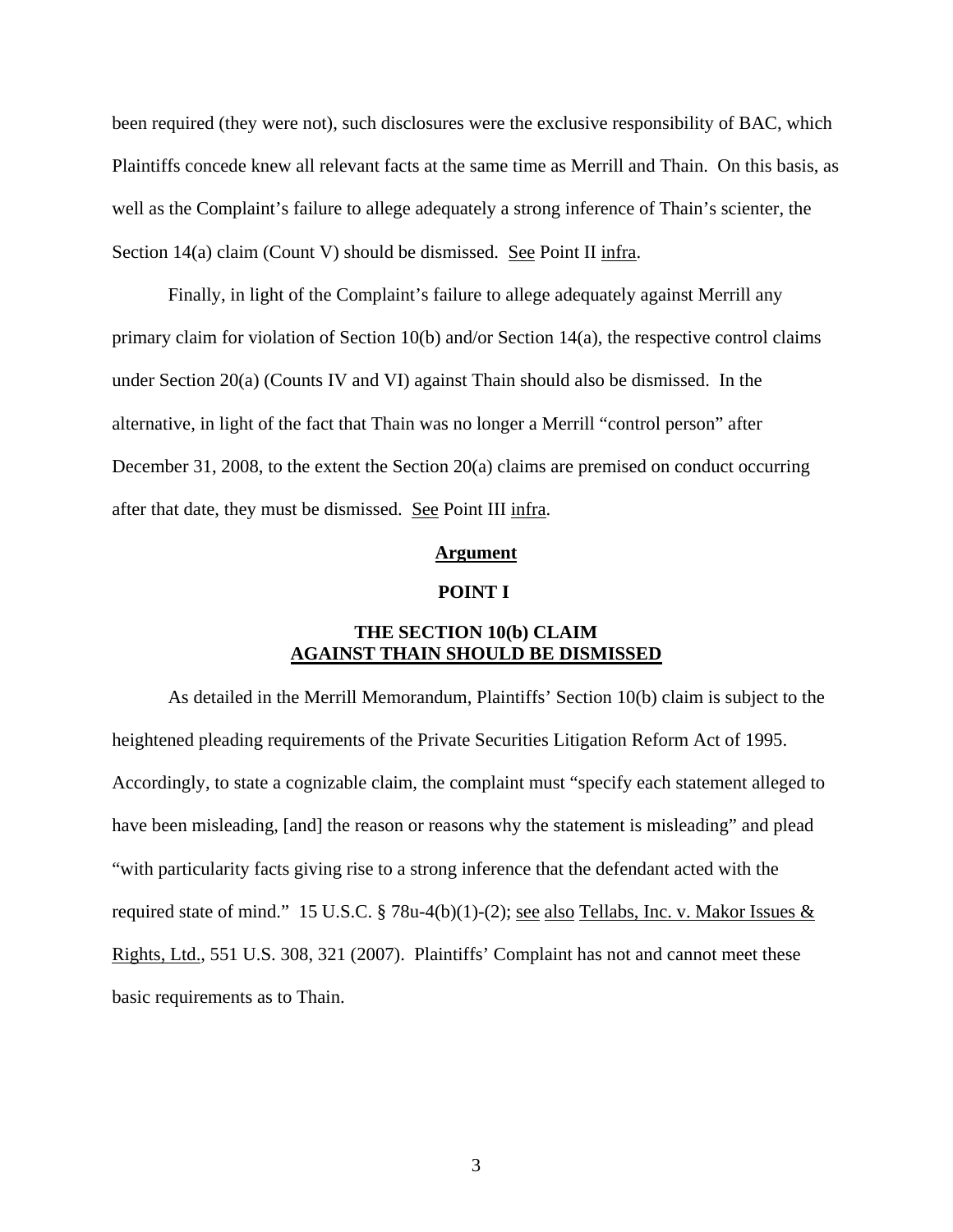been required (they were not), such disclosures were the exclusive responsibility of BAC, which Plaintiffs concede knew all relevant facts at the same time as Merrill and Thain. On this basis, as well as the Complaint's failure to allege adequately a strong inference of Thain's scienter, the Section 14(a) claim (Count V) should be dismissed. See Point II infra.

Finally, in light of the Complaint's failure to allege adequately against Merrill any primary claim for violation of Section 10(b) and/or Section 14(a), the respective control claims under Section 20(a) (Counts IV and VI) against Thain should also be dismissed. In the alternative, in light of the fact that Thain was no longer a Merrill "control person" after December 31, 2008, to the extent the Section 20(a) claims are premised on conduct occurring after that date, they must be dismissed. See Point III infra.

## Argument

## POINT I

## THE SECTION 10(b) CLAIM AGAINST THAIN SHOULD BE DISMISSED

As detailed in the Merrill Memorandum, Plaintiffs' Section 10(b) claim is subject to the heightened pleading requirements of the Private Securities Litigation Reform Act of 1995. Accordingly, to state a cognizable claim, the complaint must "specify each statement alleged to have been misleading, [and] the reason or reasons why the statement is misleading" and plead "with particularity facts giving rise to a strong inference that the defendant acted with the required state of mind." 15 U.S.C. § 78u-4(b)(1)-(2); see also Tellabs, Inc. v. Makor Issues & Rights, Ltd., 551 U.S. 308, 321 (2007). Plaintiffs' Complaint has not and cannot meet these basic requirements as to Thain.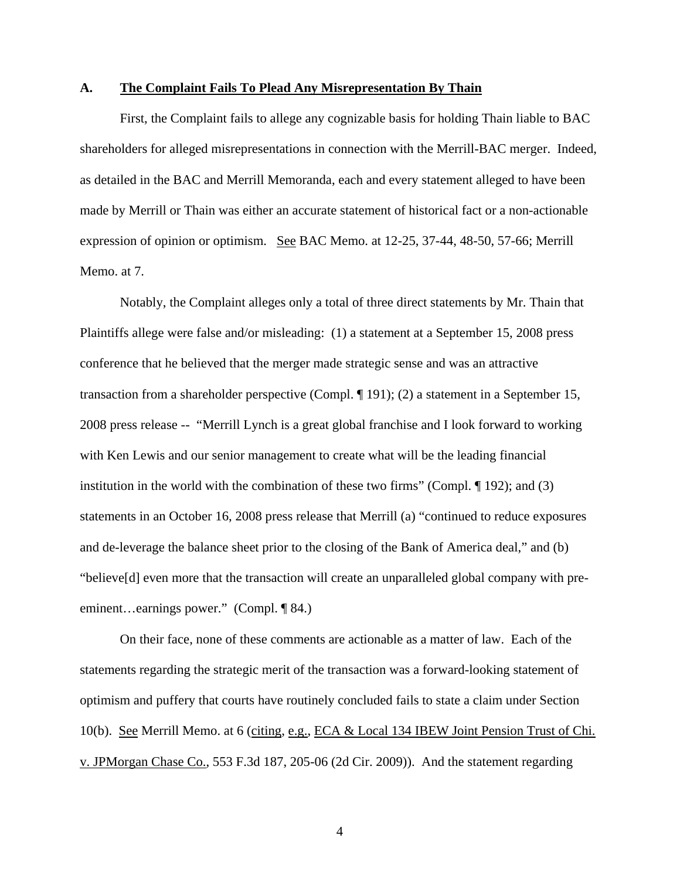### A. <u>The Complaint Fails To Plead Any Misrepresentation By Thain</u>

First, the Complaint fails to allege any cognizable basis for holding Thain liable to BAC shareholders for alleged misrepresentations in connection with the Merrill-BAC merger. Indeed, as detailed in the BAC and Merrill Memoranda, each and every statement alleged to have been made by Merrill or Thain was either an accurate statement of historical fact or a non-actionable expression of opinion or optimism. <u>See</u> BAC Memo. at 12-25, 37-44, 48-50, 57-66; Merrill Memo. at 7.

Notably, the Complaint alleges only a total of three direct statements by Mr. Thain that Plaintiffs allege were false and/or misleading: (1) a statement at a September 15, 2008 press conference that he believed that the merger made strategic sense and was an attractive transaction from a shareholder perspective (Compl. ¶ 191); (2) a statement in a September 15, 2008 press release -- "Merrill Lynch is a great global franchise and I look forward to working with Ken Lewis and our senior management to create what will be the leading financial institution in the world with the combination of these two firms" (Compl. ¶ 192); and (3) statements in an October 16, 2008 press release that Merrill (a) "continued to reduce exposures and de-leverage the balance sheet prior to the closing of the Bank of America deal," and (b) "believe[d] even more that the transaction will create an unparalleled global company with pre-eminent…earnings power." (Compl. ¶ 84.)

On their face, none of these comments are actionable as a matter of law. Each of the statements regarding the strategic merit of the transaction was a forward-looking statement of optimism and puffery that courts have routinely concluded fails to state a claim under Section 10(b). <u>See</u> Merrill Memo. at 6 (<u>citing</u>, <u>e.g.</u>, <u>ECA & Local 134 IBEW Joint Pension Trust of Chi. v. JPMorgan Chase Co.</u>, 553 F.3d 187, 205-06 (2d Cir. 2009)). And the statement regarding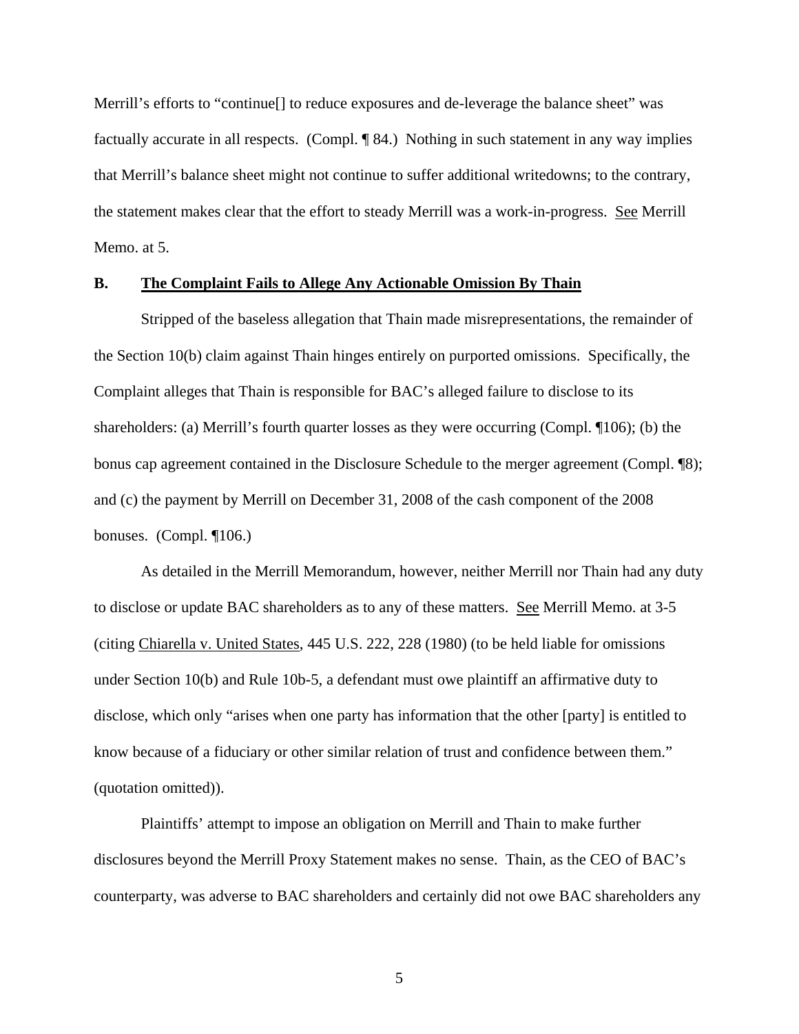Merrill's efforts to "continue[] to reduce exposures and de-leverage the balance sheet" was factually accurate in all respects. (Compl. ¶ 84.) Nothing in such statement in any way implies that Merrill's balance sheet might not continue to suffer additional writedowns; to the contrary, the statement makes clear that the effort to steady Merrill was a work-in-progress. See Merrill Memo. at 5.

**B. The Complaint Fails to Allege Any Actionable Omission By Thain**

Stripped of the baseless allegation that Thain made misrepresentations, the remainder of the Section 10(b) claim against Thain hinges entirely on purported omissions. Specifically, the Complaint alleges that Thain is responsible for BAC's alleged failure to disclose to its shareholders: (a) Merrill's fourth quarter losses as they were occurring (Compl. ¶106); (b) the bonus cap agreement contained in the Disclosure Schedule to the merger agreement (Compl. ¶8); and (c) the payment by Merrill on December 31, 2008 of the cash component of the 2008 bonuses. (Compl. ¶106.)

As detailed in the Merrill Memorandum, however, neither Merrill nor Thain had any duty to disclose or update BAC shareholders as to any of these matters. See Merrill Memo. at 3-5 (citing Chiarella v. United States, 445 U.S. 222, 228 (1980) (to be held liable for omissions under Section 10(b) and Rule 10b-5, a defendant must owe plaintiff an affirmative duty to disclose, which only "arises when one party has information that the other [party] is entitled to know because of a fiduciary or other similar relation of trust and confidence between them." (quotation omitted)).

Plaintiffs' attempt to impose an obligation on Merrill and Thain to make further disclosures beyond the Merrill Proxy Statement makes no sense. Thain, as the CEO of BAC's counterparty, was adverse to BAC shareholders and certainly did not owe BAC shareholders any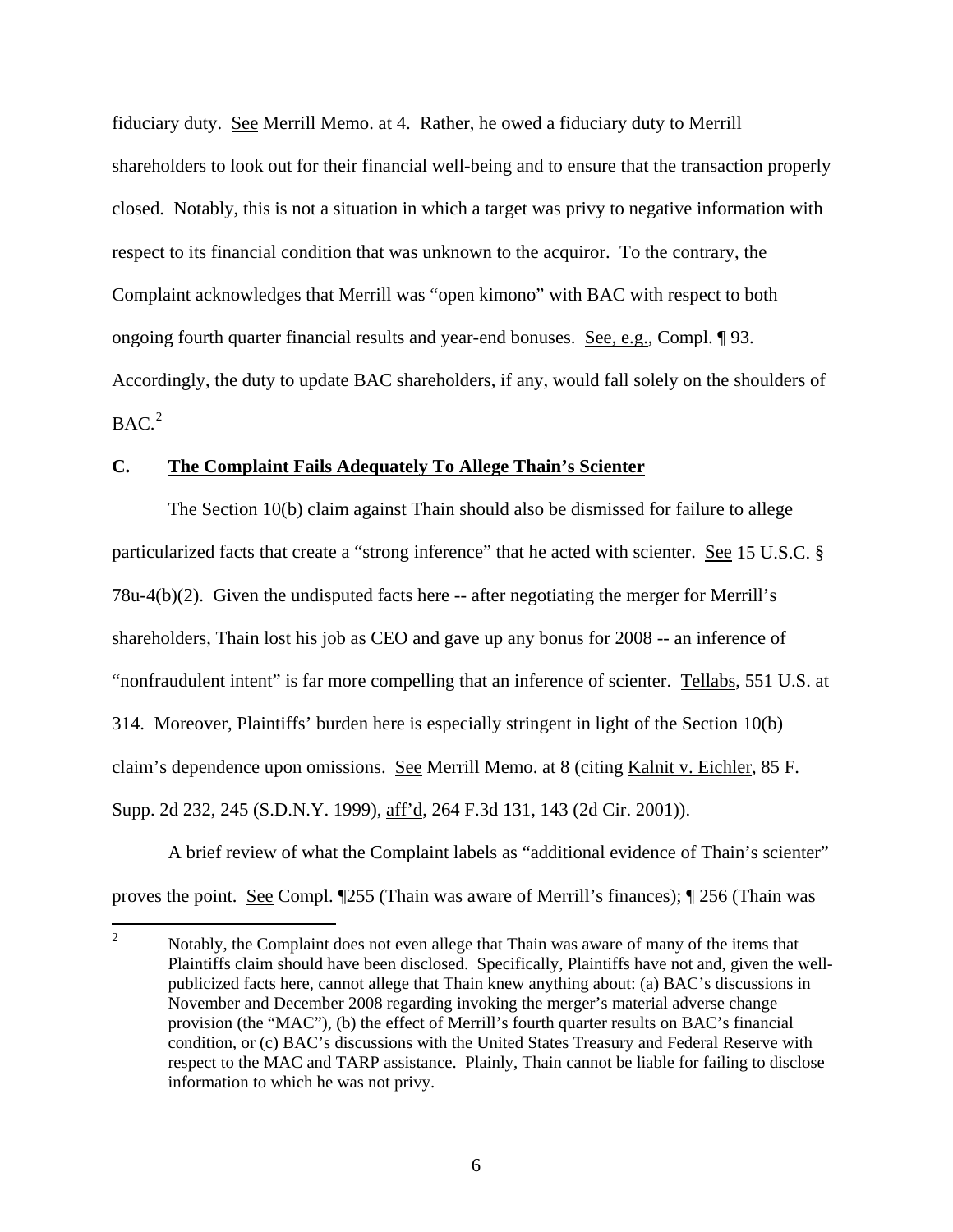fiduciary duty. See Merrill Memo. at 4. Rather, he owed a fiduciary duty to Merrill shareholders to look out for their financial well-being and to ensure that the transaction properly closed. Notably, this is not a situation in which a target was privy to negative information with respect to its financial condition that was unknown to the acquiror. To the contrary, the Complaint acknowledges that Merrill was "open kimono" with BAC with respect to both ongoing fourth quarter financial results and year-end bonuses. See, e.g., Compl. ¶ 93. Accordingly, the duty to update BAC shareholders, if any, would fall solely on the shoulders of BAC.[2]

### C. The Complaint Fails Adequately To Allege Thain's Scienter

The Section 10(b) claim against Thain should also be dismissed for failure to allege particularized facts that create a "strong inference" that he acted with scienter. See 15 U.S.C. § 78u-4(b)(2). Given the undisputed facts here -- after negotiating the merger for Merrill's shareholders, Thain lost his job as CEO and gave up any bonus for 2008 -- an inference of "nonfraudulent intent" is far more compelling that an inference of scienter. Tellabs, 551 U.S. at 314. Moreover, Plaintiffs' burden here is especially stringent in light of the Section 10(b) claim's dependence upon omissions. See Merrill Memo. at 8 (citing Kalnit v. Eichler, 85 F. Supp. 2d 232, 245 (S.D.N.Y. 1999), aff'd, 264 F.3d 131, 143 (2d Cir. 2001)).

A brief review of what the Complaint labels as "additional evidence of Thain's scienter" proves the point. See Compl. ¶255 (Thain was aware of Merrill's finances); ¶ 256 (Thain was

---

[2] Notably, the Complaint does not even allege that Thain was aware of many of the items that Plaintiffs claim should have been disclosed. Specifically, Plaintiffs have not and, given the well-publicized facts here, cannot allege that Thain knew anything about: (a) BAC's discussions in November and December 2008 regarding invoking the merger's material adverse change provision (the "MAC"), (b) the effect of Merrill's fourth quarter results on BAC's financial condition, or (c) BAC's discussions with the United States Treasury and Federal Reserve with respect to the MAC and TARP assistance. Plainly, Thain cannot be liable for failing to disclose information to which he was not privy.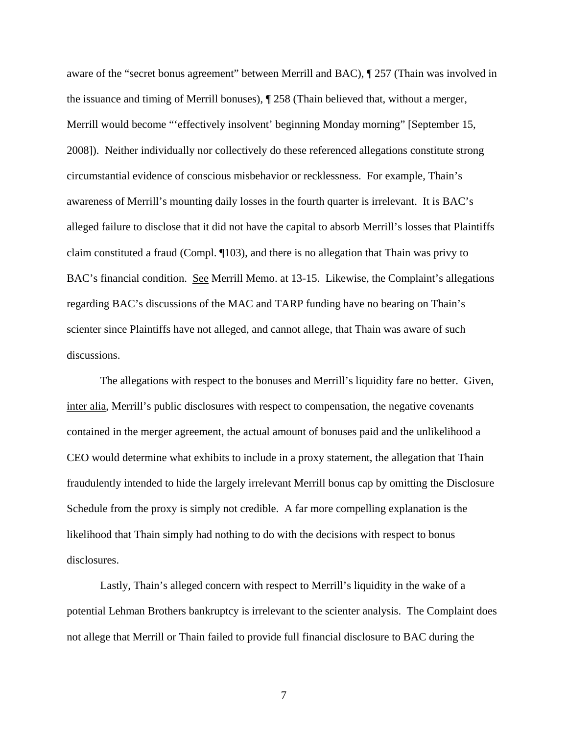aware of the "secret bonus agreement" between Merrill and BAC), ¶ 257 (Thain was involved in the issuance and timing of Merrill bonuses), ¶ 258 (Thain believed that, without a merger, Merrill would become "'effectively insolvent' beginning Monday morning" [September 15, 2008]). Neither individually nor collectively do these referenced allegations constitute strong circumstantial evidence of conscious misbehavior or recklessness. For example, Thain's awareness of Merrill's mounting daily losses in the fourth quarter is irrelevant. It is BAC's alleged failure to disclose that it did not have the capital to absorb Merrill's losses that Plaintiffs claim constituted a fraud (Compl. ¶103), and there is no allegation that Thain was privy to BAC's financial condition. See Merrill Memo. at 13-15. Likewise, the Complaint's allegations regarding BAC's discussions of the MAC and TARP funding have no bearing on Thain's scienter since Plaintiffs have not alleged, and cannot allege, that Thain was aware of such discussions.

The allegations with respect to the bonuses and Merrill's liquidity fare no better. Given, inter alia, Merrill's public disclosures with respect to compensation, the negative covenants contained in the merger agreement, the actual amount of bonuses paid and the unlikelihood a CEO would determine what exhibits to include in a proxy statement, the allegation that Thain fraudulently intended to hide the largely irrelevant Merrill bonus cap by omitting the Disclosure Schedule from the proxy is simply not credible. A far more compelling explanation is the likelihood that Thain simply had nothing to do with the decisions with respect to bonus disclosures.

Lastly, Thain's alleged concern with respect to Merrill's liquidity in the wake of a potential Lehman Brothers bankruptcy is irrelevant to the scienter analysis. The Complaint does not allege that Merrill or Thain failed to provide full financial disclosure to BAC during the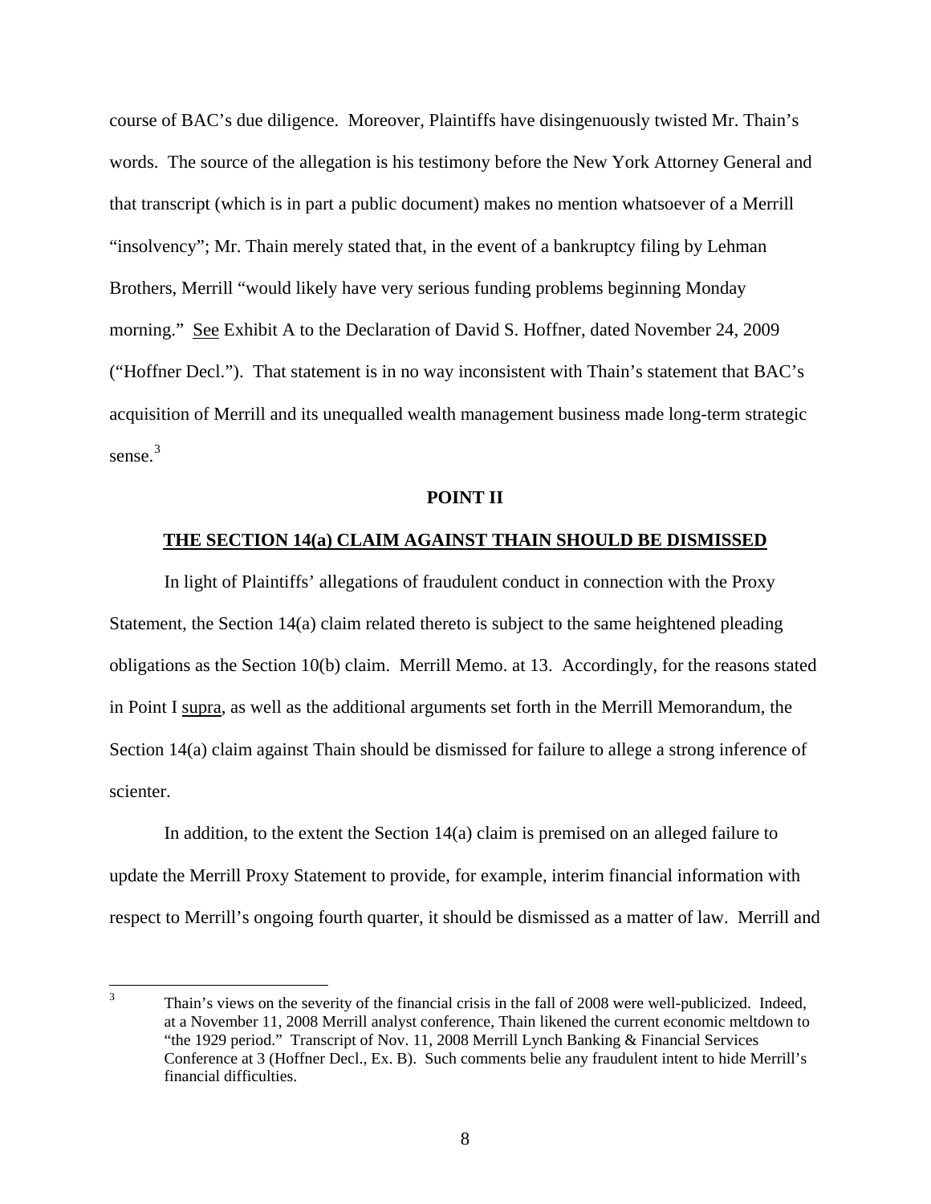course of BAC's due diligence. Moreover, Plaintiffs have disingenuously twisted Mr. Thain's words. The source of the allegation is his testimony before the New York Attorney General and that transcript (which is in part a public document) makes no mention whatsoever of a Merrill "insolvency"; Mr. Thain merely stated that, in the event of a bankruptcy filing by Lehman Brothers, Merrill "would likely have very serious funding problems beginning Monday morning." See Exhibit A to the Declaration of David S. Hoffner, dated November 24, 2009 ("Hoffner Decl."). That statement is in no way inconsistent with Thain's statement that BAC's acquisition of Merrill and its unequalled wealth management business made long-term strategic sense.[3]

## POINT II

## THE SECTION 14(a) CLAIM AGAINST THAIN SHOULD BE DISMISSED

In light of Plaintiffs' allegations of fraudulent conduct in connection with the Proxy Statement, the Section 14(a) claim related thereto is subject to the same heightened pleading obligations as the Section 10(b) claim. Merrill Memo. at 13. Accordingly, for the reasons stated in Point I supra, as well as the additional arguments set forth in the Merrill Memorandum, the Section 14(a) claim against Thain should be dismissed for failure to allege a strong inference of scienter.

In addition, to the extent the Section 14(a) claim is premised on an alleged failure to update the Merrill Proxy Statement to provide, for example, interim financial information with respect to Merrill's ongoing fourth quarter, it should be dismissed as a matter of law. Merrill and

---

[3] Thain's views on the severity of the financial crisis in the fall of 2008 were well-publicized. Indeed, at a November 11, 2008 Merrill analyst conference, Thain likened the current economic meltdown to "the 1929 period." Transcript of Nov. 11, 2008 Merrill Lynch Banking & Financial Services Conference at 3 (Hoffner Decl., Ex. B). Such comments belie any fraudulent intent to hide Merrill's financial difficulties.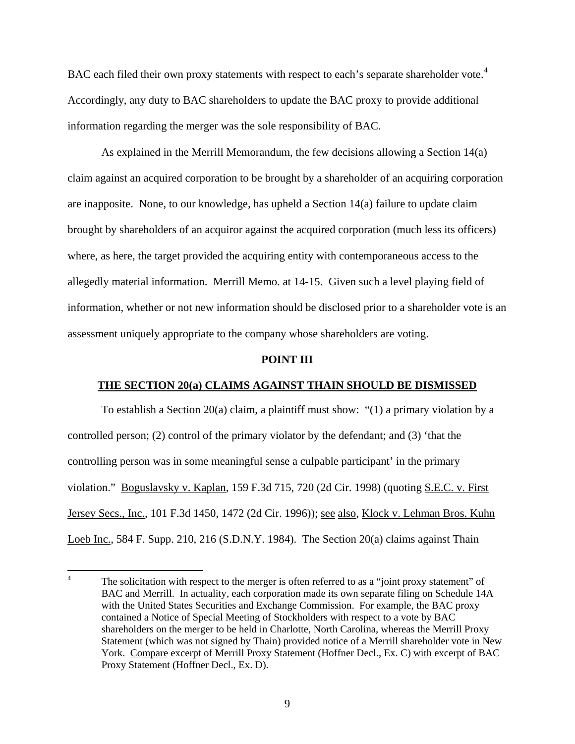BAC each filed their own proxy statements with respect to each's separate shareholder vote.[4] Accordingly, any duty to BAC shareholders to update the BAC proxy to provide additional information regarding the merger was the sole responsibility of BAC.

As explained in the Merrill Memorandum, the few decisions allowing a Section 14(a) claim against an acquired corporation to be brought by a shareholder of an acquiring corporation are inapposite. None, to our knowledge, has upheld a Section 14(a) failure to update claim brought by shareholders of an acquiror against the acquired corporation (much less its officers) where, as here, the target provided the acquiring entity with contemporaneous access to the allegedly material information. Merrill Memo. at 14-15. Given such a level playing field of information, whether or not new information should be disclosed prior to a shareholder vote is an assessment uniquely appropriate to the company whose shareholders are voting.

## POINT III

## THE SECTION 20(a) CLAIMS AGAINST THAIN SHOULD BE DISMISSED

To establish a Section 20(a) claim, a plaintiff must show: "(1) a primary violation by a controlled person; (2) control of the primary violator by the defendant; and (3) 'that the controlling person was in some meaningful sense a culpable participant' in the primary violation." Boguslavsky v. Kaplan, 159 F.3d 715, 720 (2d Cir. 1998) (quoting S.E.C. v. First Jersey Secs., Inc., 101 F.3d 1450, 1472 (2d Cir. 1996)); see also, Klock v. Lehman Bros. Kuhn Loeb Inc., 584 F. Supp. 210, 216 (S.D.N.Y. 1984). The Section 20(a) claims against Thain

---

[4] The solicitation with respect to the merger is often referred to as a "joint proxy statement" of BAC and Merrill. In actuality, each corporation made its own separate filing on Schedule 14A with the United States Securities and Exchange Commission. For example, the BAC proxy contained a Notice of Special Meeting of Stockholders with respect to a vote by BAC shareholders on the merger to be held in Charlotte, North Carolina, whereas the Merrill Proxy Statement (which was not signed by Thain) provided notice of a Merrill shareholder vote in New York. Compare excerpt of Merrill Proxy Statement (Hoffner Decl., Ex. C) with excerpt of BAC Proxy Statement (Hoffner Decl., Ex. D).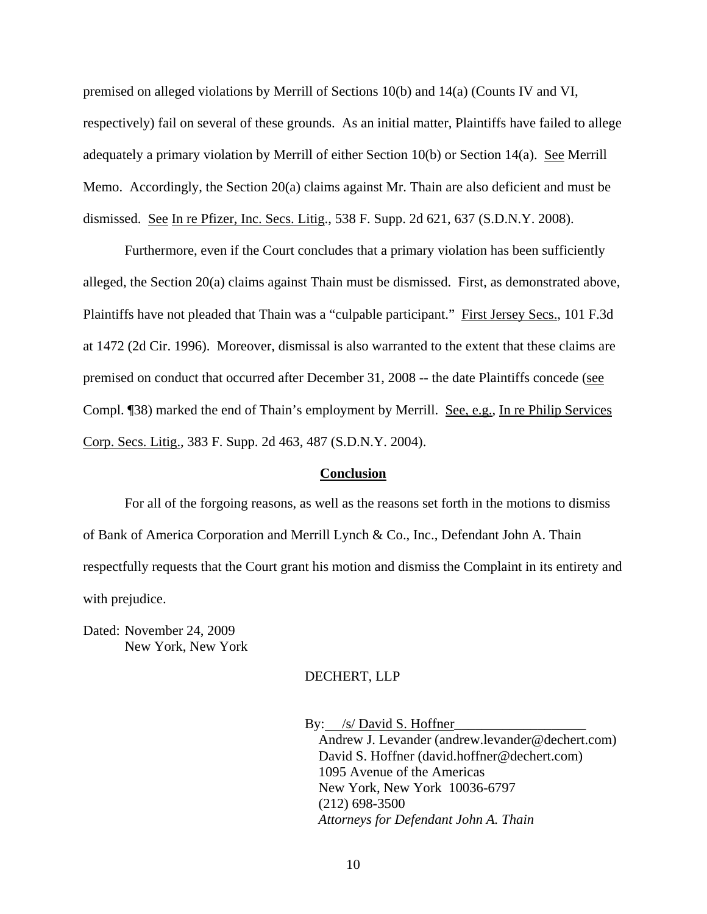premised on alleged violations by Merrill of Sections 10(b) and 14(a) (Counts IV and VI, respectively) fail on several of these grounds. As an initial matter, Plaintiffs have failed to allege adequately a primary violation by Merrill of either Section 10(b) or Section 14(a). See Merrill Memo. Accordingly, the Section 20(a) claims against Mr. Thain are also deficient and must be dismissed. See In re Pfizer, Inc. Secs. Litig., 538 F. Supp. 2d 621, 637 (S.D.N.Y. 2008).

Furthermore, even if the Court concludes that a primary violation has been sufficiently alleged, the Section 20(a) claims against Thain must be dismissed. First, as demonstrated above, Plaintiffs have not pleaded that Thain was a "culpable participant." First Jersey Secs., 101 F.3d at 1472 (2d Cir. 1996). Moreover, dismissal is also warranted to the extent that these claims are premised on conduct that occurred after December 31, 2008 -- the date Plaintiffs concede (see Compl. ¶38) marked the end of Thain's employment by Merrill. See, e.g., In re Philip Services Corp. Secs. Litig., 383 F. Supp. 2d 463, 487 (S.D.N.Y. 2004).

## Conclusion

For all of the forgoing reasons, as well as the reasons set forth in the motions to dismiss of Bank of America Corporation and Merrill Lynch & Co., Inc., Defendant John A. Thain respectfully requests that the Court grant his motion and dismiss the Complaint in its entirety and with prejudice.

Dated: November 24, 2009
New York, New York

DECHERT, LLP

By: /s/ David S. Hoffner
Andrew J. Levander (andrew.levander@dechert.com)
David S. Hoffner (david.hoffner@dechert.com)
1095 Avenue of the Americas
New York, New York 10036-6797
(212) 698-3500
*Attorneys for Defendant John A. Thain*